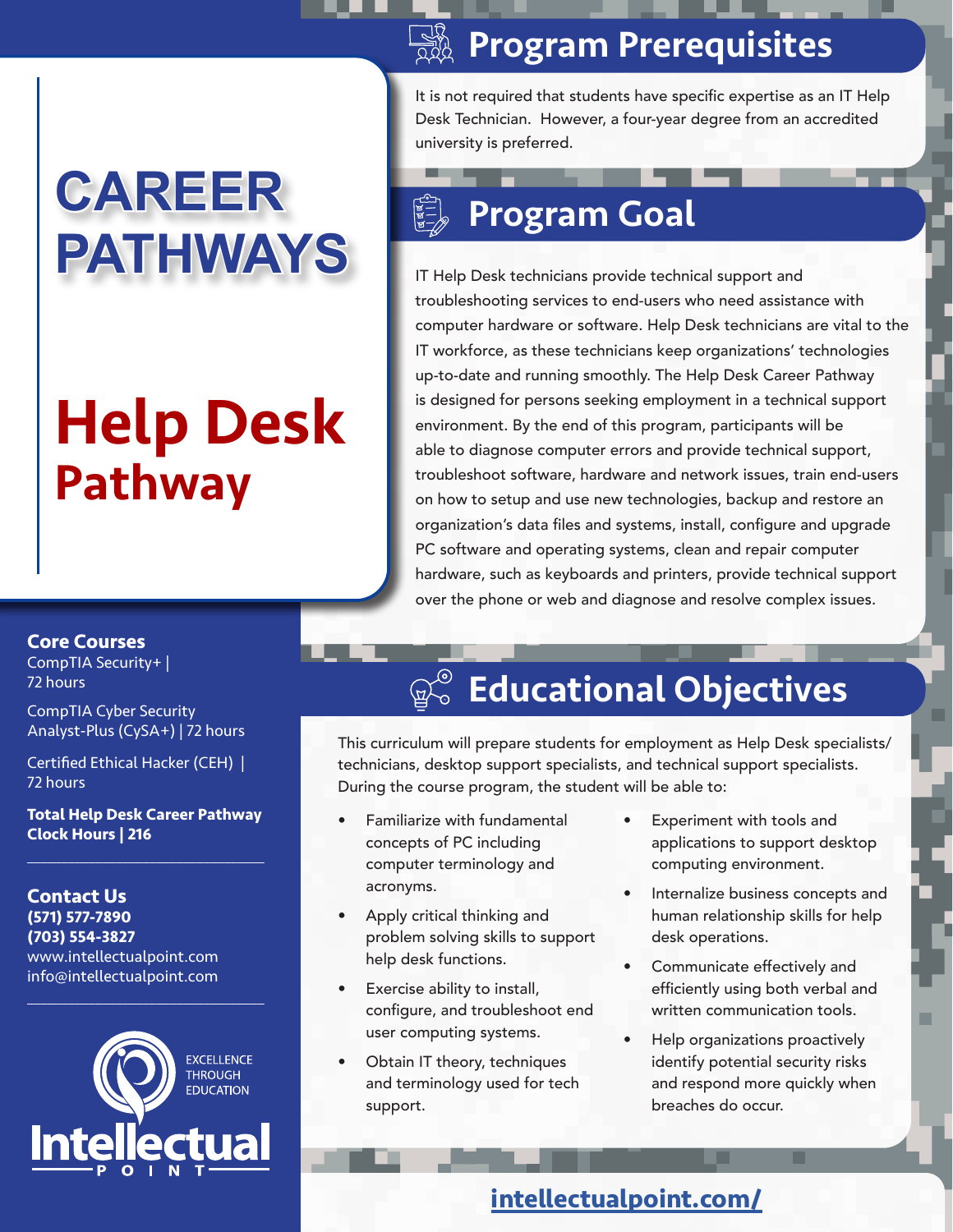# CAREER PATHWAYS

# Help Desk Pathway

## Program Prerequisites

It is not required that students have specific expertise as an IT Help Desk Technician. However, a four-year degree from an accredited university is preferred.

## Program Goal

IT Help Desk technicians provide technical support and troubleshooting services to end-users who need assistance with computer hardware or software. Help Desk technicians are vital to the IT workforce, as these technicians keep organizations' technologies up-to-date and running smoothly. The Help Desk Career Pathway is designed for persons seeking employment in a technical support environment. By the end of this program, participants will be able to diagnose computer errors and provide technical support, troubleshoot software, hardware and network issues, train end-users on how to setup and use new technologies, backup and restore an organization's data files and systems, install, configure and upgrade PC software and operating systems, clean and repair computer hardware, such as keyboards and printers, provide technical support over the phone or web and diagnose and resolve complex issues.

## Educational Objectives

This curriculum will prepare students for employment as Help Desk specialists/technicians, desktop support specialists, and technical support specialists. During the course program, the student will be able to:

- Familiarize with fundamental concepts of PC including computer terminology and acronyms.
- Apply critical thinking and problem solving skills to support help desk functions.
- Exercise ability to install, configure, and troubleshoot end user computing systems.
- Obtain IT theory, techniques and terminology used for tech support.
- Experiment with tools and applications to support desktop computing environment.
- Internalize business concepts and human relationship skills for help desk operations.
- Communicate effectively and efficiently using both verbal and written communication tools.
- Help organizations proactively identify potential security risks and respond more quickly when breaches do occur.

### Core Courses

CompTIA Security+ | 72 hours

CompTIA Cyber Security Analyst-Plus (CySA+) | 72 hours

Certified Ethical Hacker (CEH) | 72 hours

**Total Help Desk Career Pathway Clock Hours | 216**

### Contact Us

**(571) 577-7890**
**(703) 554-3827**
www.intellectualpoint.com
info@intellectualpoint.com

EXCELLENCE THROUGH EDUCATION

Intellectual POINT

intellectualpoint.com/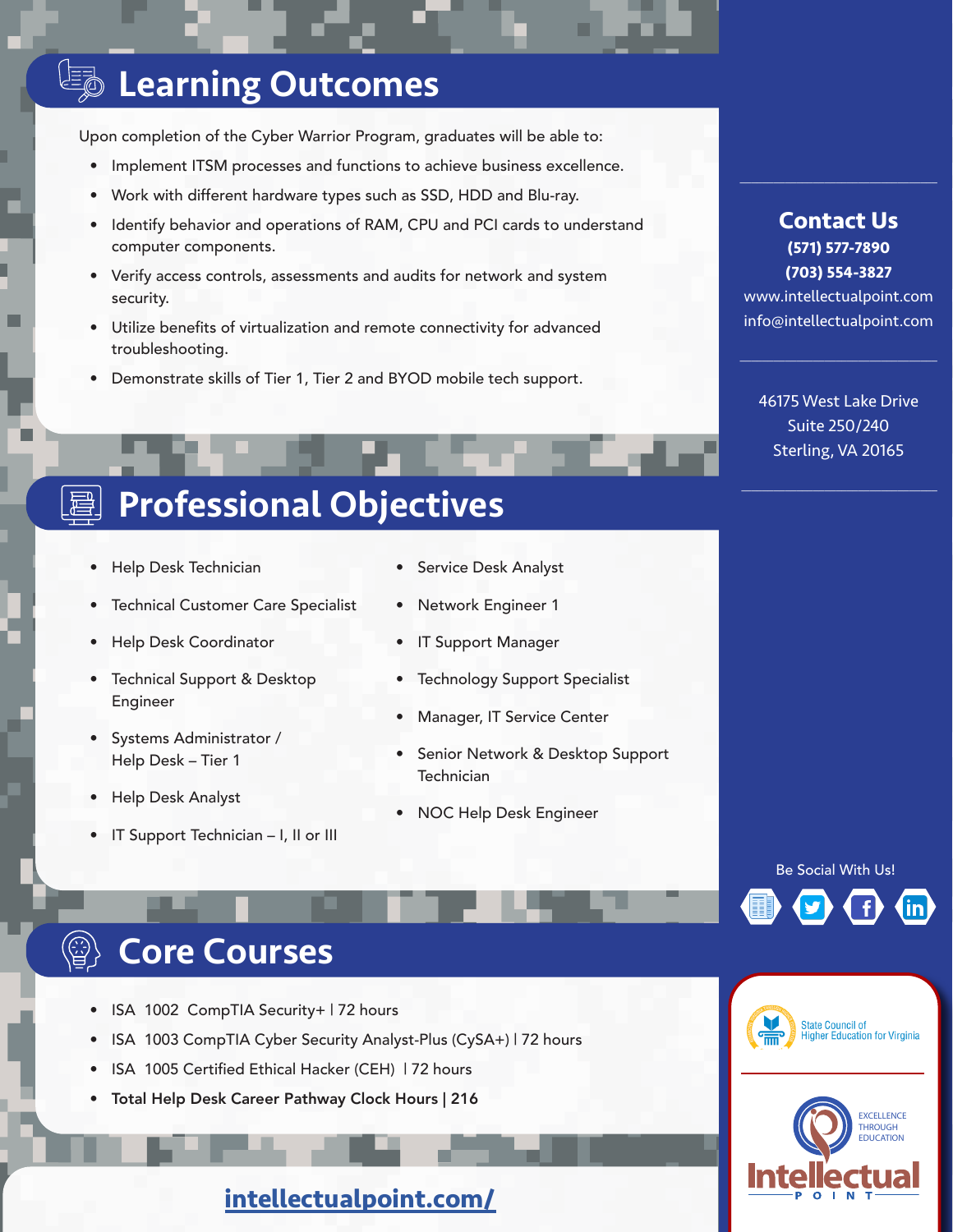## Learning Outcomes

Upon completion of the Cyber Warrior Program, graduates will be able to:

- Implement ITSM processes and functions to achieve business excellence.
- Work with different hardware types such as SSD, HDD and Blu-ray.
- Identify behavior and operations of RAM, CPU and PCI cards to understand computer components.
- Verify access controls, assessments and audits for network and system security.
- Utilize benefits of virtualization and remote connectivity for advanced troubleshooting.
- Demonstrate skills of Tier 1, Tier 2 and BYOD mobile tech support.

## Professional Objectives

- Help Desk Technician
- Technical Customer Care Specialist
- Help Desk Coordinator
- Technical Support & Desktop Engineer
- Systems Administrator / Help Desk – Tier 1
- Help Desk Analyst
- IT Support Technician – I, II or III
- Service Desk Analyst
- Network Engineer 1
- IT Support Manager
- Technology Support Specialist
- Manager, IT Service Center
- Senior Network & Desktop Support Technician
- NOC Help Desk Engineer

## Core Courses

- ISA 1002 CompTIA Security+ | 72 hours
- ISA 1003 CompTIA Cyber Security Analyst-Plus (CySA+) | 72 hours
- ISA 1005 Certified Ethical Hacker (CEH) | 72 hours
- **Total Help Desk Career Pathway Clock Hours | 216**

**intellectualpoint.com/**

### Contact Us

**(571) 577-7890**
**(703) 554-3827**
www.intellectualpoint.com
info@intellectualpoint.com

46175 West Lake Drive
Suite 250/240
Sterling, VA 20165

Be Social With Us!

State Council of Higher Education for Virginia

EXCELLENCE THROUGH EDUCATION

Intellectual POINT